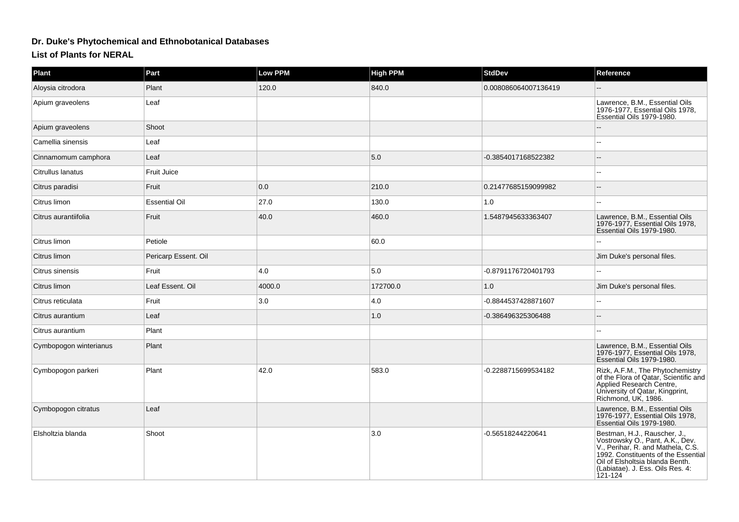# Dr. Duke's Phytochemical and Ethnobotanical Databases

## List of Plants for NERAL

| Plant | Part | Low PPM | High PPM | StdDev | Reference |
|---|---|---|---|---|---|
| Aloysia citrodora | Plant | 120.0 | 840.0 | 0.008086064007136419 | -- |
| Apium graveolens | Leaf | | | | Lawrence, B.M., Essential Oils 1976-1977, Essential Oils 1978, Essential Oils 1979-1980. |
| Apium graveolens | Shoot | | | | -- |
| Camellia sinensis | Leaf | | | | -- |
| Cinnamomum camphora | Leaf | | 5.0 | -0.3854017168522382 | -- |
| Citrullus lanatus | Fruit Juice | | | | -- |
| Citrus paradisi | Fruit | 0.0 | 210.0 | 0.21477685159099982 | -- |
| Citrus limon | Essential Oil | 27.0 | 130.0 | 1.0 | -- |
| Citrus aurantiifolia | Fruit | 40.0 | 460.0 | 1.5487945633363407 | Lawrence, B.M., Essential Oils 1976-1977, Essential Oils 1978, Essential Oils 1979-1980. |
| Citrus limon | Petiole | | 60.0 | | -- |
| Citrus limon | Pericarp Essent. Oil | | | | Jim Duke's personal files. |
| Citrus sinensis | Fruit | 4.0 | 5.0 | -0.8791176720401793 | -- |
| Citrus limon | Leaf Essent. Oil | 4000.0 | 172700.0 | 1.0 | Jim Duke's personal files. |
| Citrus reticulata | Fruit | 3.0 | 4.0 | -0.8844537428871607 | -- |
| Citrus aurantium | Leaf | | 1.0 | -0.386496325306488 | -- |
| Citrus aurantium | Plant | | | | -- |
| Cymbopogon winterianus | Plant | | | | Lawrence, B.M., Essential Oils 1976-1977, Essential Oils 1978, Essential Oils 1979-1980. |
| Cymbopogon parkeri | Plant | 42.0 | 583.0 | -0.2288715699534182 | Rizk, A.F.M., The Phytochemistry of the Flora of Qatar, Scientific and Applied Research Centre, University of Qatar, Kingprint, Richmond, UK, 1986. |
| Cymbopogon citratus | Leaf | | | | Lawrence, B.M., Essential Oils 1976-1977, Essential Oils 1978, Essential Oils 1979-1980. |
| Elsholtzia blanda | Shoot | | 3.0 | -0.56518244220641 | Bestman, H.J., Rauscher, J., Vostrowsky O., Pant, A.K., Dev. V., Perihar, R. and Mathela, C.S. 1992. Constituents of the Essential Oil of Elsholtsia blanda Benth. (Labiatae). J. Ess. Oils Res. 4: 121-124 |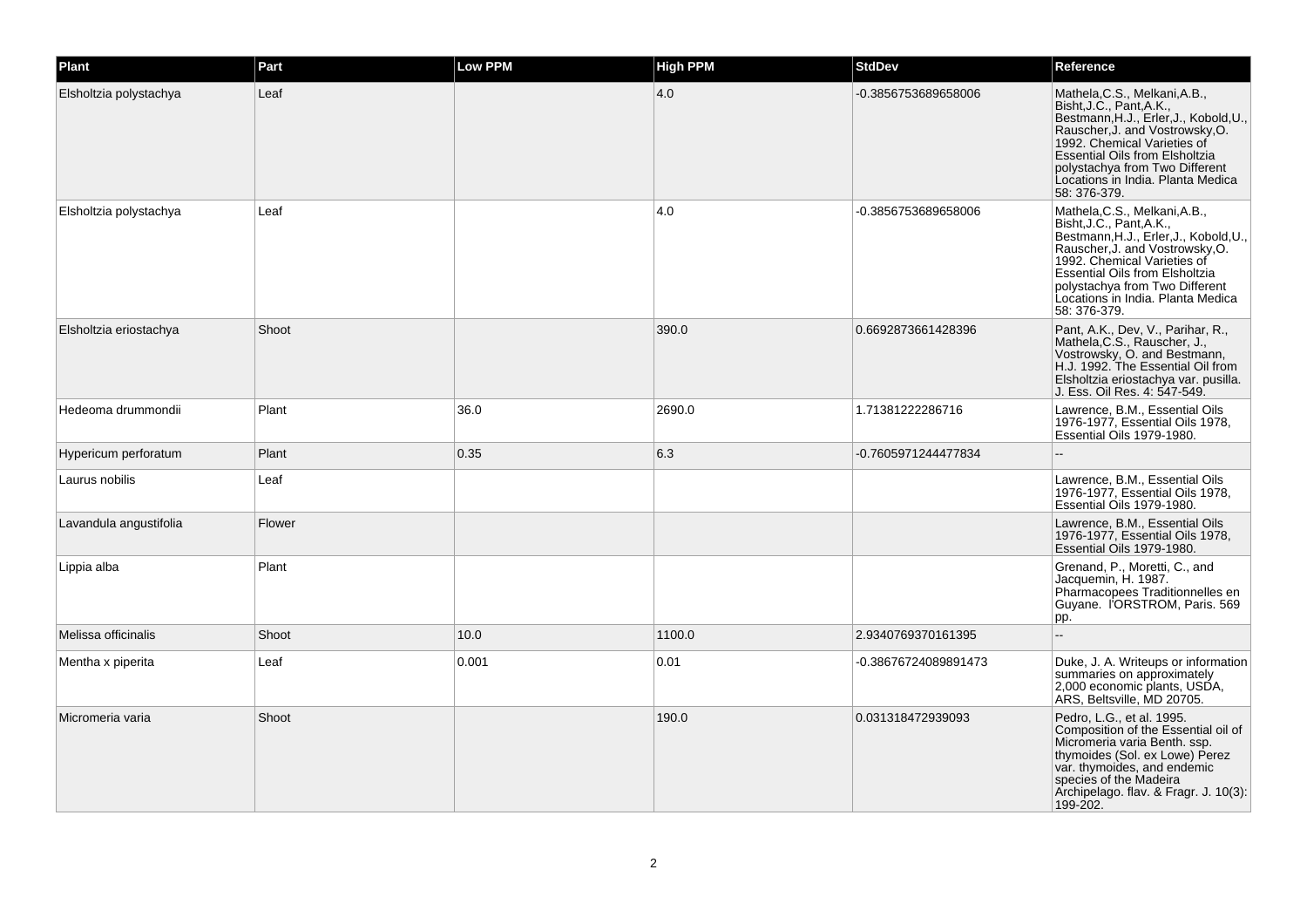| Plant | Part | Low PPM | High PPM | StdDev | Reference |
| --- | --- | --- | --- | --- | --- |
| Elsholtzia polystachya | Leaf |  | 4.0 | -0.3856753689658006 | Mathela,C.S., Melkani,A.B., Bisht,J.C., Pant,A.K., Bestmann,H.J., Erler,J., Kobold,U., Rauscher,J. and Vostrowsky,O. 1992. Chemical Varieties of Essential Oils from Elsholtzia polystachya from Two Different Locations in India. Planta Medica 58: 376-379. |
| Elsholtzia polystachya | Leaf |  | 4.0 | -0.3856753689658006 | Mathela,C.S., Melkani,A.B., Bisht,J.C., Pant,A.K., Bestmann,H.J., Erler,J., Kobold,U., Rauscher,J. and Vostrowsky,O. 1992. Chemical Varieties of Essential Oils from Elsholtzia polystachya from Two Different Locations in India. Planta Medica 58: 376-379. |
| Elsholtzia eriostachya | Shoot |  | 390.0 | 0.6692873661428396 | Pant, A.K., Dev, V., Parihar, R., Mathela,C.S., Rauscher, J., Vostrowsky, O. and Bestmann, H.J. 1992. The Essential Oil from Elsholtzia eriostachya var. pusilla. J. Ess. Oil Res. 4: 547-549. |
| Hedeoma drummondii | Plant | 36.0 | 2690.0 | 1.71381222286716 | Lawrence, B.M., Essential Oils 1976-1977, Essential Oils 1978, Essential Oils 1979-1980. |
| Hypericum perforatum | Plant | 0.35 | 6.3 | -0.7605971244477834 | -- |
| Laurus nobilis | Leaf |  |  |  | Lawrence, B.M., Essential Oils 1976-1977, Essential Oils 1978, Essential Oils 1979-1980. |
| Lavandula angustifolia | Flower |  |  |  | Lawrence, B.M., Essential Oils 1976-1977, Essential Oils 1978, Essential Oils 1979-1980. |
| Lippia alba | Plant |  |  |  | Grenand, P., Moretti, C., and Jacquemin, H. 1987. Pharmacopees Traditionnelles en Guyane. l'ORSTROM, Paris. 569 pp. |
| Melissa officinalis | Shoot | 10.0 | 1100.0 | 2.9340769370161395 | -- |
| Mentha x piperita | Leaf | 0.001 | 0.01 | -0.38676724089891473 | Duke, J. A. Writeups or information summaries on approximately 2,000 economic plants, USDA, ARS, Beltsville, MD 20705. |
| Micromeria varia | Shoot |  | 190.0 | 0.031318472939093 | Pedro, L.G., et al. 1995. Composition of the Essential oil of Micromeria varia Benth. ssp. thymoides (Sol. ex Lowe) Perez var. thymoides, and endemic species of the Madeira Archipelago. flav. & Fragr. J. 10(3): 199-202. |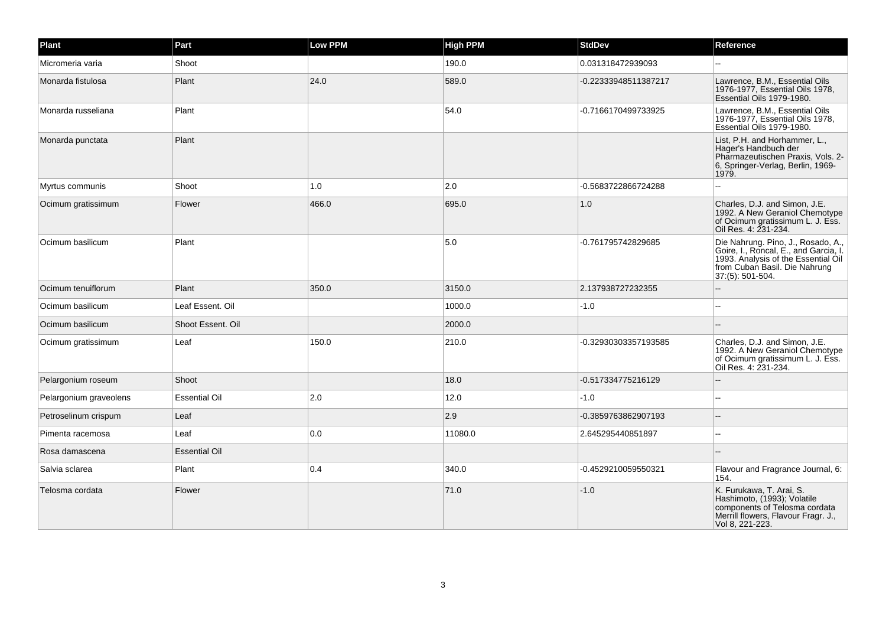| Plant | Part | Low PPM | High PPM | StdDev | Reference |
| --- | --- | --- | --- | --- | --- |
| Micromeria varia | Shoot | | 190.0 | 0.031318472939093 | -- |
| Monarda fistulosa | Plant | 24.0 | 589.0 | -0.22333948511387217 | Lawrence, B.M., Essential Oils 1976-1977, Essential Oils 1978, Essential Oils 1979-1980. |
| Monarda russeliana | Plant | | 54.0 | -0.7166170499733925 | Lawrence, B.M., Essential Oils 1976-1977, Essential Oils 1978, Essential Oils 1979-1980. |
| Monarda punctata | Plant | | | | List, P.H. and Horhammer, L., Hager's Handbuch der Pharmazeutischen Praxis, Vols. 2-6, Springer-Verlag, Berlin, 1969-1979. |
| Myrtus communis | Shoot | 1.0 | 2.0 | -0.5683722866724288 | -- |
| Ocimum gratissimum | Flower | 466.0 | 695.0 | 1.0 | Charles, D.J. and Simon, J.E. 1992. A New Geraniol Chemotype of Ocimum gratissimum L. J. Ess. Oil Res. 4: 231-234. |
| Ocimum basilicum | Plant | | 5.0 | -0.761795742829685 | Die Nahrung. Pino, J., Rosado, A., Goire, I., Roncal, E., and Garcia, I. 1993. Analysis of the Essential Oil from Cuban Basil. Die Nahrung 37:(5): 501-504. |
| Ocimum tenuiflorum | Plant | 350.0 | 3150.0 | 2.137938727232355 | -- |
| Ocimum basilicum | Leaf Essent. Oil | | 1000.0 | -1.0 | -- |
| Ocimum basilicum | Shoot Essent. Oil | | 2000.0 | | -- |
| Ocimum gratissimum | Leaf | 150.0 | 210.0 | -0.32930303357193585 | Charles, D.J. and Simon, J.E. 1992. A New Geraniol Chemotype of Ocimum gratissimum L. J. Ess. Oil Res. 4: 231-234. |
| Pelargonium roseum | Shoot | | 18.0 | -0.517334775216129 | -- |
| Pelargonium graveolens | Essential Oil | 2.0 | 12.0 | -1.0 | -- |
| Petroselinum crispum | Leaf | | 2.9 | -0.3859763862907193 | -- |
| Pimenta racemosa | Leaf | 0.0 | 11080.0 | 2.645295440851897 | -- |
| Rosa damascena | Essential Oil | | | | -- |
| Salvia sclarea | Plant | 0.4 | 340.0 | -0.4529210059550321 | Flavour and Fragrance Journal, 6: 154. |
| Telosma cordata | Flower | | 71.0 | -1.0 | K. Furukawa, T. Arai, S. Hashimoto, (1993); Volatile components of Telosma cordata Merrill flowers, Flavour Fragr. J., Vol 8, 221-223. |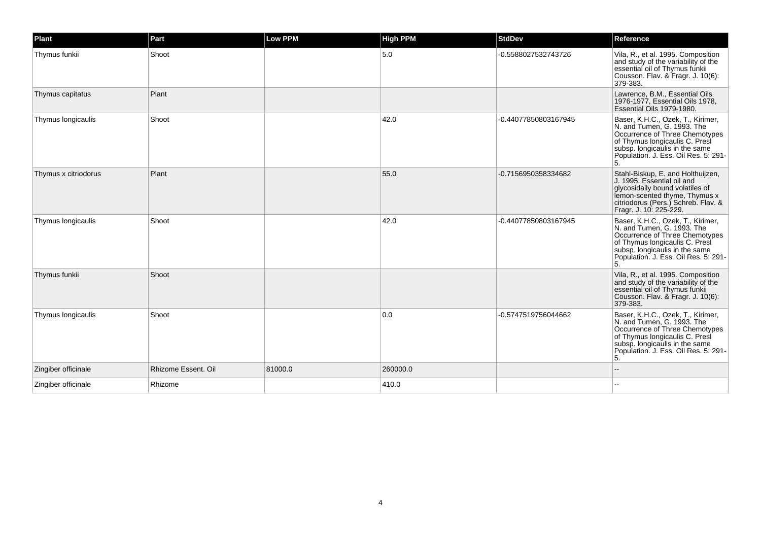| Plant | Part | Low PPM | High PPM | StdDev | Reference |
| --- | --- | --- | --- | --- | --- |
| Thymus funkii | Shoot | | 5.0 | -0.5588027532743726 | Vila, R., et al. 1995. Composition and study of the variability of the essential oil of Thymus funkii Cousson. Flav. & Fragr. J. 10(6): 379-383. |
| Thymus capitatus | Plant | | | | Lawrence, B.M., Essential Oils 1976-1977, Essential Oils 1978, Essential Oils 1979-1980. |
| Thymus longicaulis | Shoot | | 42.0 | -0.44077850803167945 | Baser, K.H.C., Ozek, T., Kirimer, N. and Tumen, G. 1993. The Occurrence of Three Chemotypes of Thymus longicaulis C. Presl subsp. longicaulis in the same Population. J. Ess. Oil Res. 5: 291-5. |
| Thymus x citriodorus | Plant | | 55.0 | -0.7156950358334682 | Stahl-Biskup, E. and Holthuijzen, J. 1995. Essential oil and glycosidally bound volatiles of lemon-scented thyme, Thymus x citriodorus (Pers.) Schreb. Flav. & Fragr. J. 10: 225-229. |
| Thymus longicaulis | Shoot | | 42.0 | -0.44077850803167945 | Baser, K.H.C., Ozek, T., Kirimer, N. and Tumen, G. 1993. The Occurrence of Three Chemotypes of Thymus longicaulis C. Presl subsp. longicaulis in the same Population. J. Ess. Oil Res. 5: 291-5. |
| Thymus funkii | Shoot | | | | Vila, R., et al. 1995. Composition and study of the variability of the essential oil of Thymus funkii Cousson. Flav. & Fragr. J. 10(6): 379-383. |
| Thymus longicaulis | Shoot | | 0.0 | -0.5747519756044662 | Baser, K.H.C., Ozek, T., Kirimer, N. and Tumen, G. 1993. The Occurrence of Three Chemotypes of Thymus longicaulis C. Presl subsp. longicaulis in the same Population. J. Ess. Oil Res. 5: 291-5. |
| Zingiber officinale | Rhizome Essent. Oil | 81000.0 | 260000.0 | | -- |
| Zingiber officinale | Rhizome | | 410.0 | | -- |